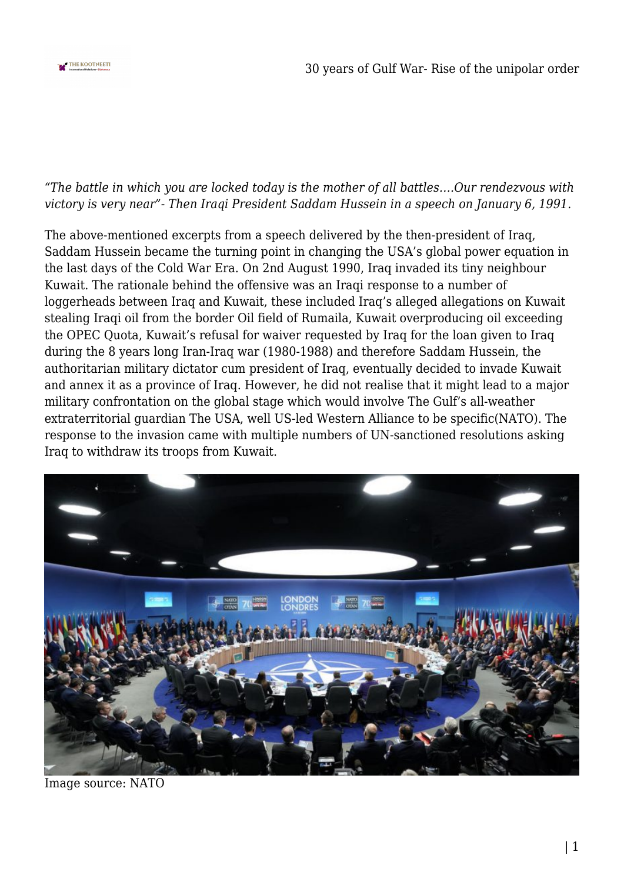*"The battle in which you are locked today is the mother of all battles….Our rendezvous with victory is very near"- Then Iraqi President Saddam Hussein in a speech on January 6, 1991.*

The above-mentioned excerpts from a speech delivered by the then-president of Iraq, Saddam Hussein became the turning point in changing the USA's global power equation in the last days of the Cold War Era. On 2nd August 1990, Iraq invaded its tiny neighbour Kuwait. The rationale behind the offensive was an Iraqi response to a number of loggerheads between Iraq and Kuwait, these included Iraq's alleged allegations on Kuwait stealing Iraqi oil from the border Oil field of Rumaila, Kuwait overproducing oil exceeding the OPEC Quota, Kuwait's refusal for waiver requested by Iraq for the loan given to Iraq during the 8 years long Iran-Iraq war (1980-1988) and therefore Saddam Hussein, the authoritarian military dictator cum president of Iraq, eventually decided to invade Kuwait and annex it as a province of Iraq. However, he did not realise that it might lead to a major military confrontation on the global stage which would involve The Gulf's all-weather extraterritorial guardian The USA, well US-led Western Alliance to be specific(NATO). The response to the invasion came with multiple numbers of UN-sanctioned resolutions asking Iraq to withdraw its troops from Kuwait.

Image source: NATO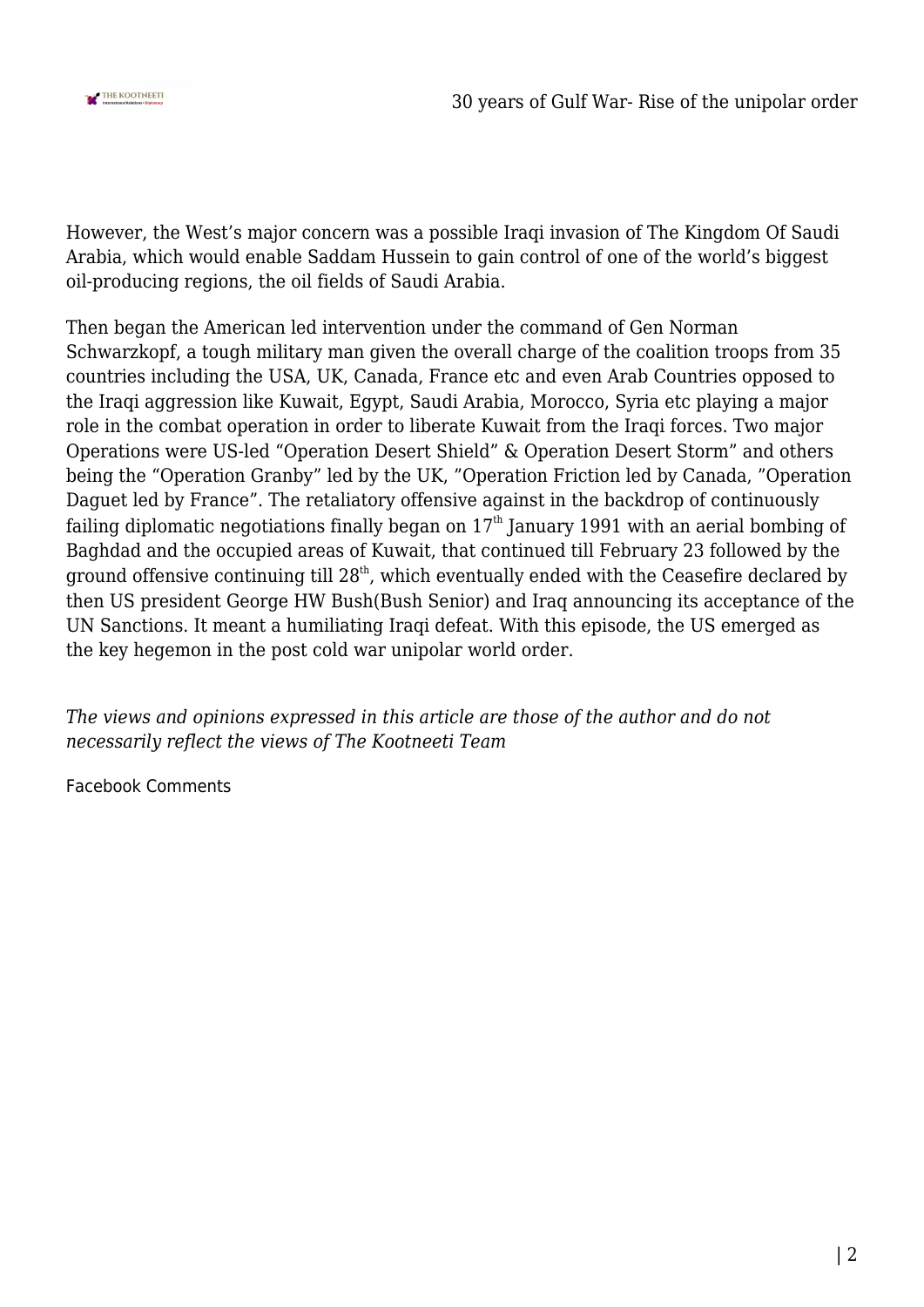However, the West’s major concern was a possible Iraqi invasion of The Kingdom Of Saudi Arabia, which would enable Saddam Hussein to gain control of one of the world’s biggest oil-producing regions, the oil fields of Saudi Arabia.

Then began the American led intervention under the command of Gen Norman Schwarzkopf, a tough military man given the overall charge of the coalition troops from 35 countries including the USA, UK, Canada, France etc and even Arab Countries opposed to the Iraqi aggression like Kuwait, Egypt, Saudi Arabia, Morocco, Syria etc playing a major role in the combat operation in order to liberate Kuwait from the Iraqi forces. Two major Operations were US-led “Operation Desert Shield” & Operation Desert Storm” and others being the “Operation Granby” led by the UK, ”Operation Friction led by Canada, ”Operation Daguet led by France”. The retaliatory offensive against in the backdrop of continuously failing diplomatic negotiations finally began on 17th January 1991 with an aerial bombing of Baghdad and the occupied areas of Kuwait, that continued till February 23 followed by the ground offensive continuing till 28th, which eventually ended with the Ceasefire declared by then US president George HW Bush(Bush Senior) and Iraq announcing its acceptance of the UN Sanctions. It meant a humiliating Iraqi defeat. With this episode, the US emerged as the key hegemon in the post cold war unipolar world order.

*The views and opinions expressed in this article are those of the author and do not necessarily reflect the views of The Kootneeti Team*

Facebook Comments